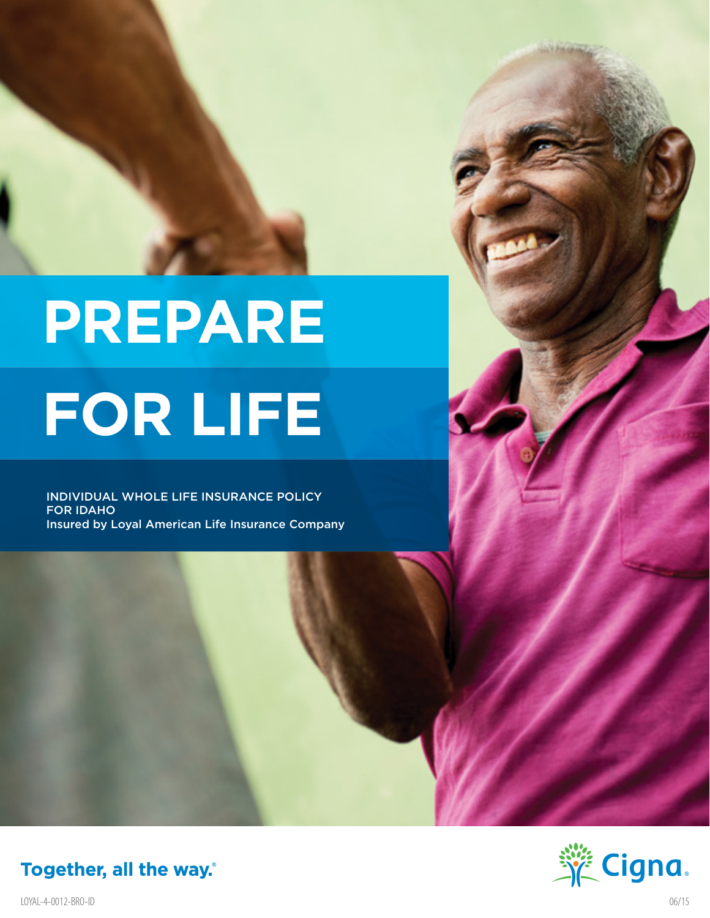# PREPARE FOR LIFE

INDIVIDUAL WHOLE LIFE INSURANCE POLICY FOR IDAHO
Insured by Loyal American Life Insurance Company

**Together, all the way.**®

Cigna.

LOYAL-4-0012-BRO-ID

06/15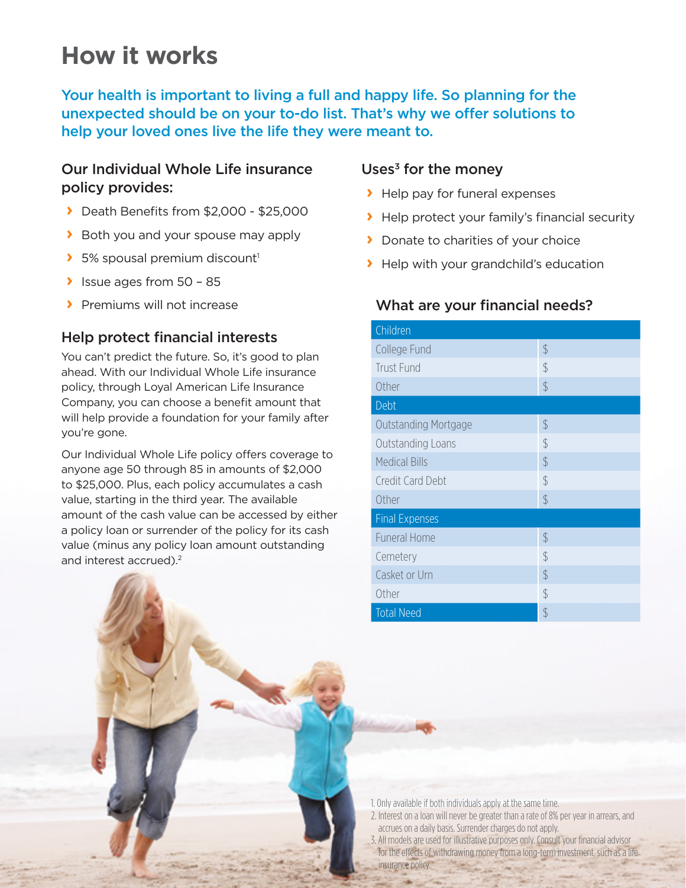# How it works

**Your health is important to living a full and happy life. So planning for the unexpected should be on your to-do list. That's why we offer solutions to help your loved ones live the life they were meant to.**

## Our Individual Whole Life insurance policy provides:

- Death Benefits from $2,000 - $25,000
- Both you and your spouse may apply
- 5% spousal premium discount[1]
- Issue ages from 50 – 85
- Premiums will not increase

## Help protect financial interests

You can't predict the future. So, it's good to plan ahead. With our Individual Whole Life insurance policy, through Loyal American Life Insurance Company, you can choose a benefit amount that will help provide a foundation for your family after you're gone.

Our Individual Whole Life policy offers coverage to anyone age 50 through 85 in amounts of $2,000 to $25,000. Plus, each policy accumulates a cash value, starting in the third year. The available amount of the cash value can be accessed by either a policy loan or surrender of the policy for its cash value (minus any policy loan amount outstanding and interest accrued).[2]

## Uses[3] for the money

- Help pay for funeral expenses
- Help protect your family's financial security
- Donate to charities of your choice
- Help with your grandchild's education

## What are your financial needs?

| Children | |
|---|---|
| College Fund | $ |
| Trust Fund | $ |
| Other | $ |
| **Debt** | |
| Outstanding Mortgage | $ |
| Outstanding Loans | $ |
| Medical Bills | $ |
| Credit Card Debt | $ |
| Other | $ |
| **Final Expenses** | |
| Funeral Home | $ |
| Cemetery | $ |
| Casket or Urn | $ |
| Other | $ |
| **Total Need** | $ |

1. Only available if both individuals apply at the same time.
2. Interest on a loan will never be greater than a rate of 8% per year in arrears, and accrues on a daily basis. Surrender charges do not apply.
3. All models are used for illustrative purposes only. Consult your financial advisor for the effects of withdrawing money from a long-term investment, such as a life insurance policy.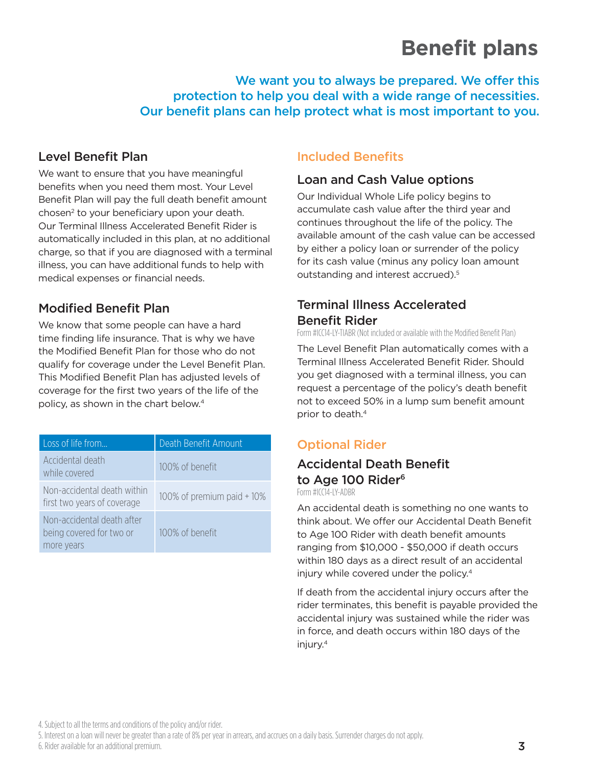# Benefit plans

**We want you to always be prepared. We offer this protection to help you deal with a wide range of necessities. Our benefit plans can help protect what is most important to you.**

## Level Benefit Plan

We want to ensure that you have meaningful benefits when you need them most. Your Level Benefit Plan will pay the full death benefit amount chosen[2] to your beneficiary upon your death. Our Terminal Illness Accelerated Benefit Rider is automatically included in this plan, at no additional charge, so that if you are diagnosed with a terminal illness, you can have additional funds to help with medical expenses or financial needs.

## Modified Benefit Plan

We know that some people can have a hard time finding life insurance. That is why we have the Modified Benefit Plan for those who do not qualify for coverage under the Level Benefit Plan. This Modified Benefit Plan has adjusted levels of coverage for the first two years of the life of the policy, as shown in the chart below.[4]

| Loss of life from... | Death Benefit Amount |
| --- | --- |
| Accidental death while covered | 100% of benefit |
| Non-accidental death within first two years of coverage | 100% of premium paid + 10% |
| Non-accidental death after being covered for two or more years | 100% of benefit |

## Included Benefits

### Loan and Cash Value options

Our Individual Whole Life policy begins to accumulate cash value after the third year and continues throughout the life of the policy. The available amount of the cash value can be accessed by either a policy loan or surrender of the policy for its cash value (minus any policy loan amount outstanding and interest accrued).[5]

### Terminal Illness Accelerated Benefit Rider

Form #ICC14-LY-TIABR (Not included or available with the Modified Benefit Plan)

The Level Benefit Plan automatically comes with a Terminal Illness Accelerated Benefit Rider. Should you get diagnosed with a terminal illness, you can request a percentage of the policy's death benefit not to exceed 50% in a lump sum benefit amount prior to death.[4]

## Optional Rider

### Accidental Death Benefit to Age 100 Rider[6]

Form #ICC14-LY-ADBR

An accidental death is something no one wants to think about. We offer our Accidental Death Benefit to Age 100 Rider with death benefit amounts ranging from $10,000 - $50,000 if death occurs within 180 days as a direct result of an accidental injury while covered under the policy.[4]

If death from the accidental injury occurs after the rider terminates, this benefit is payable provided the accidental injury was sustained while the rider was in force, and death occurs within 180 days of the injury.[4]

4. Subject to all the terms and conditions of the policy and/or rider.
5. Interest on a loan will never be greater than a rate of 8% per year in arrears, and accrues on a daily basis. Surrender charges do not apply.
6. Rider available for an additional premium.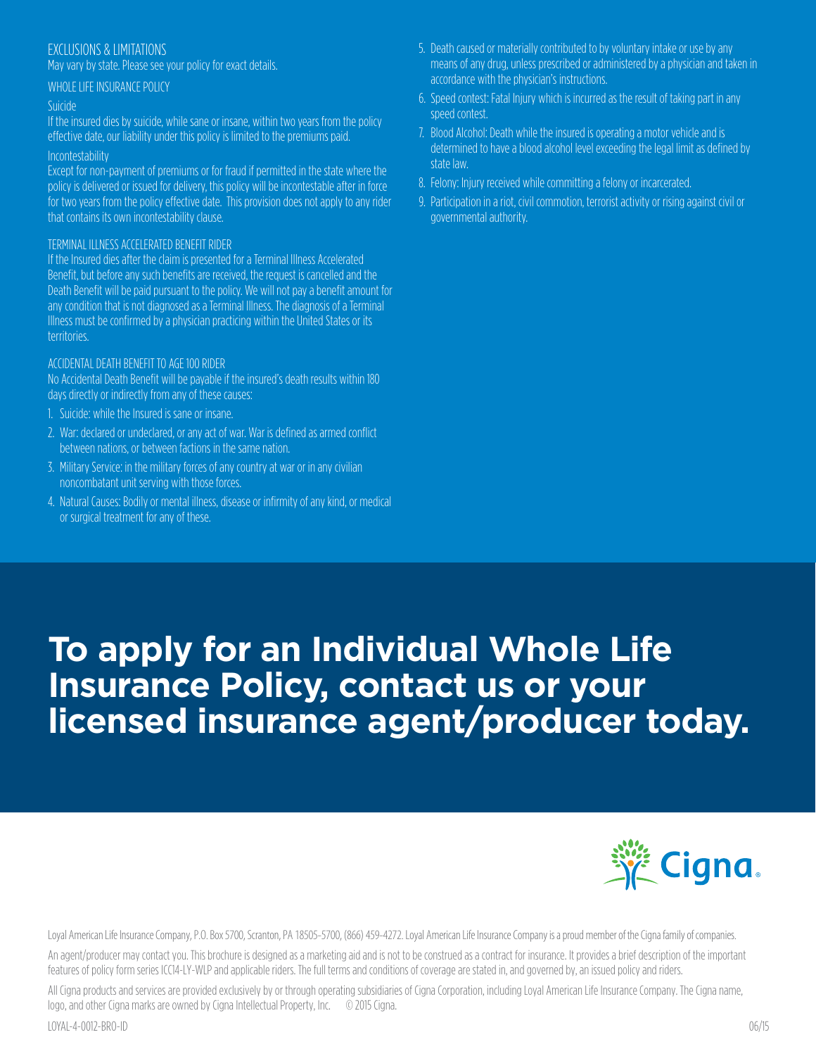## EXCLUSIONS & LIMITATIONS

May vary by state. Please see your policy for exact details.

### WHOLE LIFE INSURANCE POLICY

Suicide

If the insured dies by suicide, while sane or insane, within two years from the policy effective date, our liability under this policy is limited to the premiums paid.

Incontestability

Except for non-payment of premiums or for fraud if permitted in the state where the policy is delivered or issued for delivery, this policy will be incontestable after in force for two years from the policy effective date. This provision does not apply to any rider that contains its own incontestability clause.

### TERMINAL ILLNESS ACCELERATED BENEFIT RIDER

If the Insured dies after the claim is presented for a Terminal Illness Accelerated Benefit, but before any such benefits are received, the request is cancelled and the Death Benefit will be paid pursuant to the policy. We will not pay a benefit amount for any condition that is not diagnosed as a Terminal Illness. The diagnosis of a Terminal Illness must be confirmed by a physician practicing within the United States or its territories.

### ACCIDENTAL DEATH BENEFIT TO AGE 100 RIDER

No Accidental Death Benefit will be payable if the insured's death results within 180 days directly or indirectly from any of these causes:

1. Suicide: while the Insured is sane or insane.
2. War: declared or undeclared, or any act of war. War is defined as armed conflict between nations, or between factions in the same nation.
3. Military Service: in the military forces of any country at war or in any civilian noncombatant unit serving with those forces.
4. Natural Causes: Bodily or mental illness, disease or infirmity of any kind, or medical or surgical treatment for any of these.
5. Death caused or materially contributed to by voluntary intake or use by any means of any drug, unless prescribed or administered by a physician and taken in accordance with the physician's instructions.
6. Speed contest: Fatal Injury which is incurred as the result of taking part in any speed contest.
7. Blood Alcohol: Death while the insured is operating a motor vehicle and is determined to have a blood alcohol level exceeding the legal limit as defined by state law.
8. Felony: Injury received while committing a felony or incarcerated.
9. Participation in a riot, civil commotion, terrorist activity or rising against civil or governmental authority.

# To apply for an Individual Whole Life Insurance Policy, contact us or your licensed insurance agent/producer today.

Cigna.

Loyal American Life Insurance Company, P.O. Box 5700, Scranton, PA 18505-5700, (866) 459-4272. Loyal American Life Insurance Company is a proud member of the Cigna family of companies.

An agent/producer may contact you. This brochure is designed as a marketing aid and is not to be construed as a contract for insurance. It provides a brief description of the important features of policy form series ICC14-LY-WLP and applicable riders. The full terms and conditions of coverage are stated in, and governed by, an issued policy and riders.

All Cigna products and services are provided exclusively by or through operating subsidiaries of Cigna Corporation, including Loyal American Life Insurance Company. The Cigna name, logo, and other Cigna marks are owned by Cigna Intellectual Property, Inc. © 2015 Cigna.

LOYAL-4-0012-BRO-ID 06/15